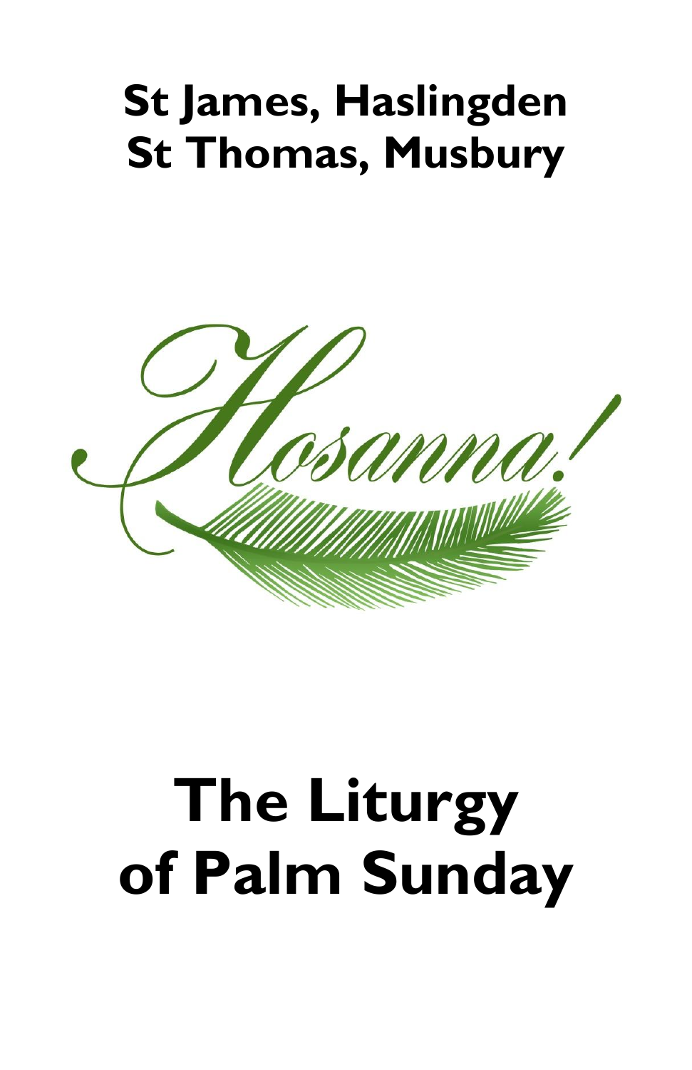# St James, Haslingden
# St Thomas, Musbury

Hosanna!

# The Liturgy of Palm Sunday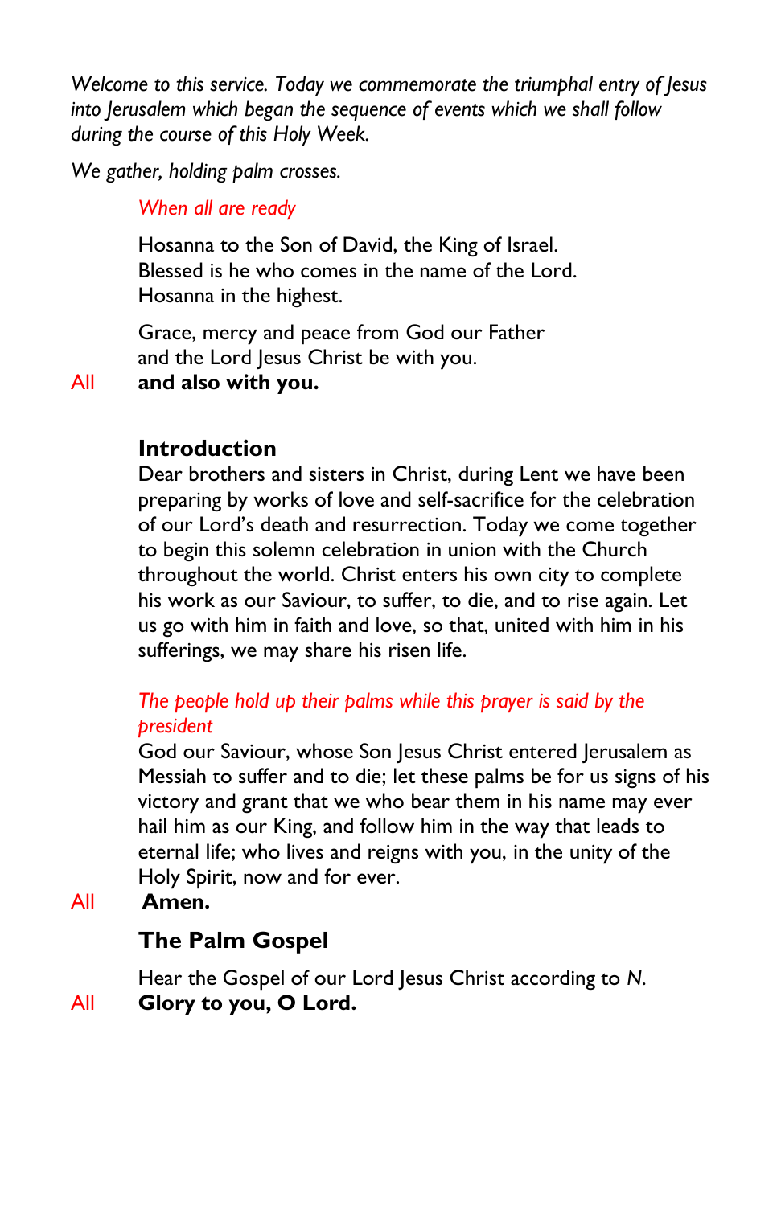*Welcome to this service. Today we commemorate the triumphal entry of Jesus into Jerusalem which began the sequence of events which we shall follow during the course of this Holy Week.*

*We gather, holding palm crosses.*

*When all are ready*

Hosanna to the Son of David, the King of Israel.
Blessed is he who comes in the name of the Lord.
Hosanna in the highest.

Grace, mercy and peace from God our Father
and the Lord Jesus Christ be with you.

All **and also with you.**

## Introduction

Dear brothers and sisters in Christ, during Lent we have been preparing by works of love and self-sacrifice for the celebration of our Lord's death and resurrection. Today we come together to begin this solemn celebration in union with the Church throughout the world. Christ enters his own city to complete his work as our Saviour, to suffer, to die, and to rise again. Let us go with him in faith and love, so that, united with him in his sufferings, we may share his risen life.

*The people hold up their palms while this prayer is said by the president*

God our Saviour, whose Son Jesus Christ entered Jerusalem as Messiah to suffer and to die; let these palms be for us signs of his victory and grant that we who bear them in his name may ever hail him as our King, and follow him in the way that leads to eternal life; who lives and reigns with you, in the unity of the Holy Spirit, now and for ever.

All **Amen.**

## The Palm Gospel

Hear the Gospel of our Lord Jesus Christ according to *N.*

All **Glory to you, O Lord.**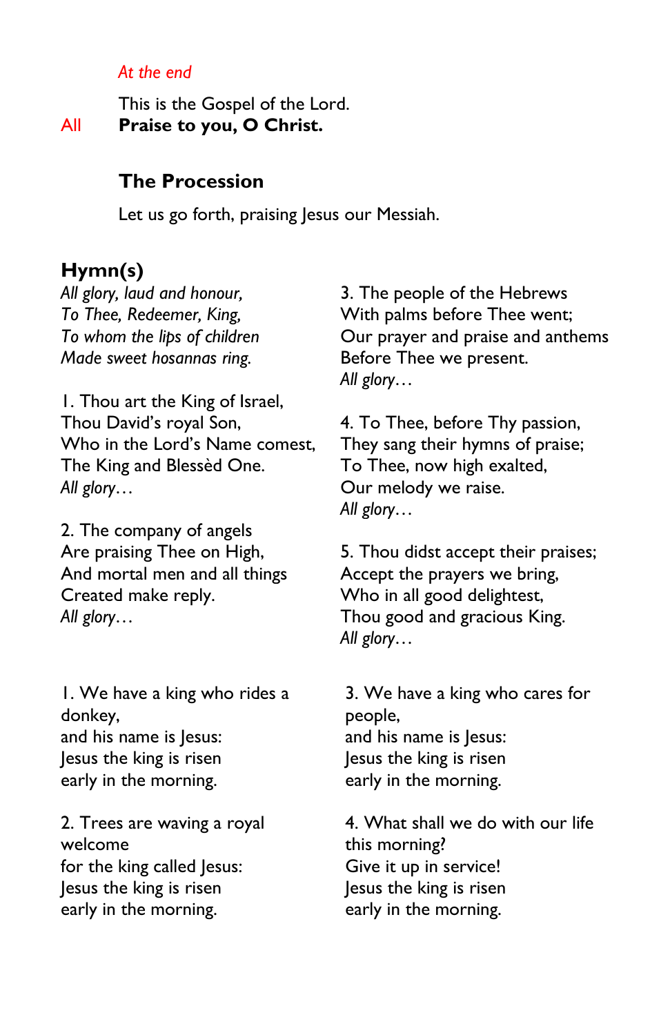*At the end*

This is the Gospel of the Lord.
All **Praise to you, O Christ.**

### The Procession

Let us go forth, praising Jesus our Messiah.

## Hymn(s)

*All glory, laud and honour,*
*To Thee, Redeemer, King,*
*To whom the lips of children*
*Made sweet hosannas ring.*

1. Thou art the King of Israel,
Thou David's royal Son,
Who in the Lord's Name comest,
The King and Blessèd One.
*All glory…*

2. The company of angels
Are praising Thee on High,
And mortal men and all things
Created make reply.
*All glory…*

3. The people of the Hebrews
With palms before Thee went;
Our prayer and praise and anthems
Before Thee we present.
*All glory…*

4. To Thee, before Thy passion,
They sang their hymns of praise;
To Thee, now high exalted,
Our melody we raise.
*All glory…*

5. Thou didst accept their praises;
Accept the prayers we bring,
Who in all good delightest,
Thou good and gracious King.
*All glory…*

1. We have a king who rides a donkey,
and his name is Jesus:
Jesus the king is risen
early in the morning.

2. Trees are waving a royal welcome
for the king called Jesus:
Jesus the king is risen
early in the morning.

3. We have a king who cares for people,
and his name is Jesus:
Jesus the king is risen
early in the morning.

4. What shall we do with our life this morning?
Give it up in service!
Jesus the king is risen
early in the morning.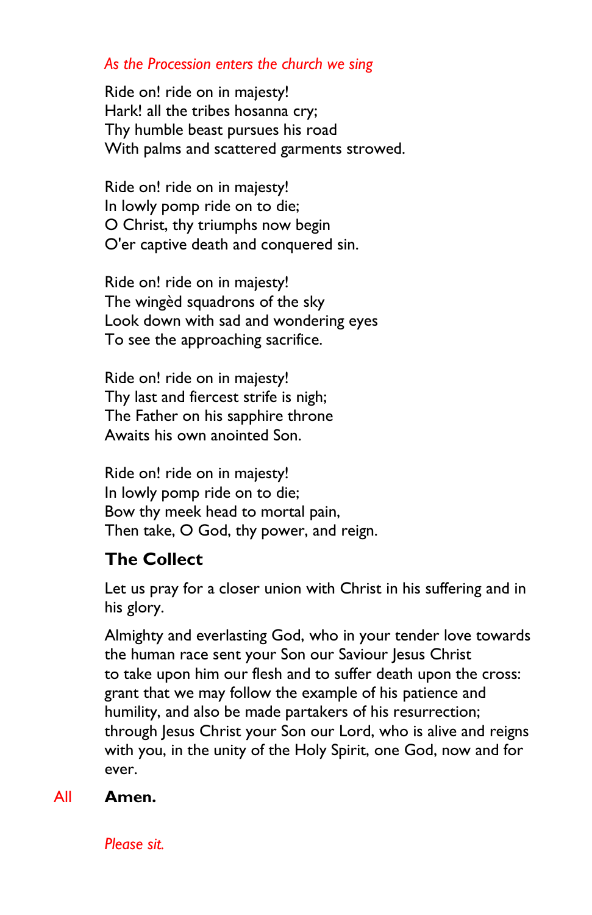*As the Procession enters the church we sing*

Ride on! ride on in majesty!  
Hark! all the tribes hosanna cry;  
Thy humble beast pursues his road  
With palms and scattered garments strowed.

Ride on! ride on in majesty!  
In lowly pomp ride on to die;  
O Christ, thy triumphs now begin  
O'er captive death and conquered sin.

Ride on! ride on in majesty!  
The wingèd squadrons of the sky  
Look down with sad and wondering eyes  
To see the approaching sacrifice.

Ride on! ride on in majesty!  
Thy last and fiercest strife is nigh;  
The Father on his sapphire throne  
Awaits his own anointed Son.

Ride on! ride on in majesty!  
In lowly pomp ride on to die;  
Bow thy meek head to mortal pain,  
Then take, O God, thy power, and reign.

## The Collect

Let us pray for a closer union with Christ in his suffering and in his glory.

Almighty and everlasting God, who in your tender love towards the human race sent your Son our Saviour Jesus Christ to take upon him our flesh and to suffer death upon the cross: grant that we may follow the example of his patience and humility, and also be made partakers of his resurrection; through Jesus Christ your Son our Lord, who is alive and reigns with you, in the unity of the Holy Spirit, one God, now and for ever.

All **Amen.**

*Please sit.*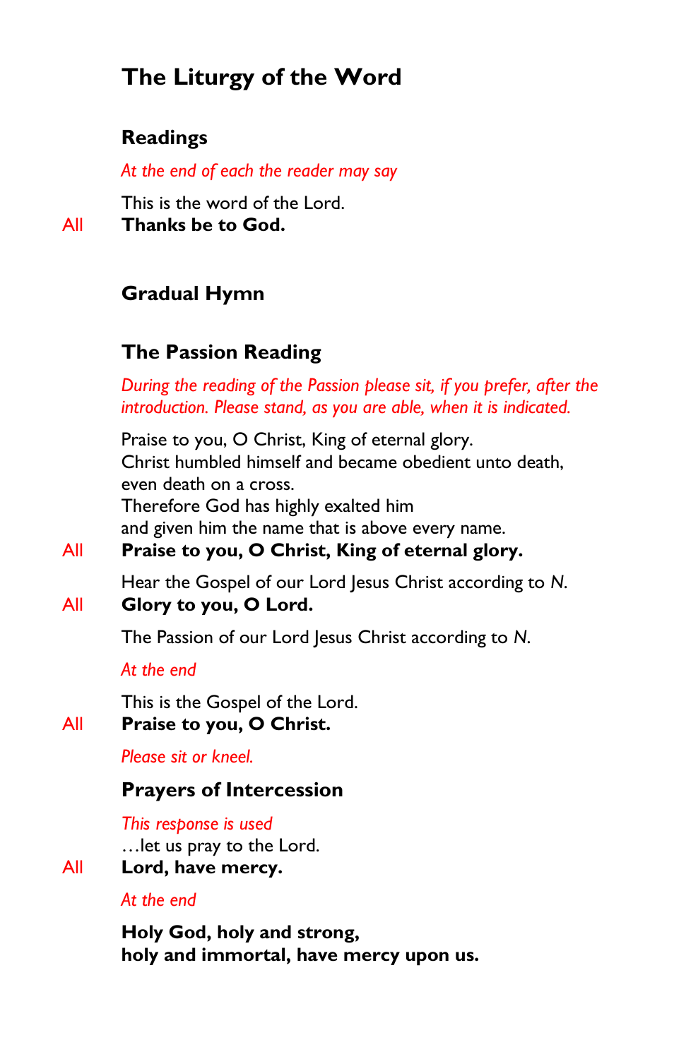# The Liturgy of the Word

## Readings

*At the end of each the reader may say*

This is the word of the Lord.

All **Thanks be to God.**

## Gradual Hymn

## The Passion Reading

*During the reading of the Passion please sit, if you prefer, after the introduction. Please stand, as you are able, when it is indicated.*

Praise to you, O Christ, King of eternal glory.
Christ humbled himself and became obedient unto death,
even death on a cross.
Therefore God has highly exalted him
and given him the name that is above every name.

All **Praise to you, O Christ, King of eternal glory.**

Hear the Gospel of our Lord Jesus Christ according to *N*.

All **Glory to you, O Lord.**

The Passion of our Lord Jesus Christ according to *N*.

*At the end*

This is the Gospel of the Lord.

All **Praise to you, O Christ.**

*Please sit or kneel.*

## Prayers of Intercession

*This response is used*
…let us pray to the Lord.

All **Lord, have mercy.**

*At the end*

**Holy God, holy and strong,**
**holy and immortal, have mercy upon us.**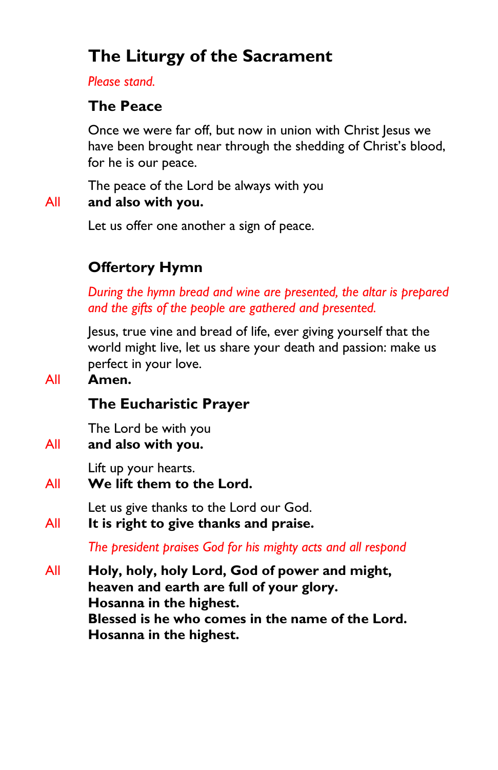# The Liturgy of the Sacrament

*Please stand.*

## The Peace

Once we were far off, but now in union with Christ Jesus we have been brought near through the shedding of Christ's blood, for he is our peace.

The peace of the Lord be always with you

All **and also with you.**

Let us offer one another a sign of peace.

## Offertory Hymn

*During the hymn bread and wine are presented, the altar is prepared and the gifts of the people are gathered and presented.*

Jesus, true vine and bread of life, ever giving yourself that the world might live, let us share your death and passion: make us perfect in your love.

All **Amen.**

## The Eucharistic Prayer

The Lord be with you

All **and also with you.**

Lift up your hearts.

All **We lift them to the Lord.**

Let us give thanks to the Lord our God.

All **It is right to give thanks and praise.**

*The president praises God for his mighty acts and all respond*

All **Holy, holy, holy Lord, God of power and might,**
**heaven and earth are full of your glory.**
**Hosanna in the highest.**
**Blessed is he who comes in the name of the Lord.**
**Hosanna in the highest.**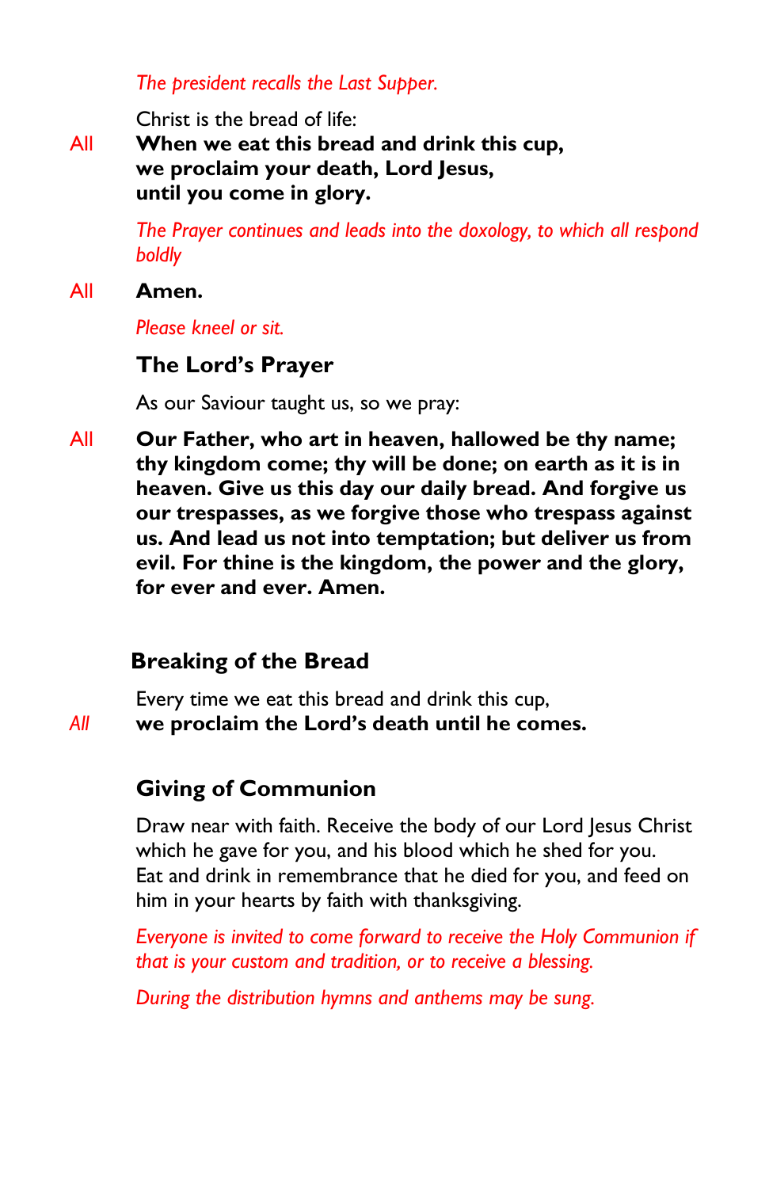*The president recalls the Last Supper.*

Christ is the bread of life:

All **When we eat this bread and drink this cup,**
**we proclaim your death, Lord Jesus,**
**until you come in glory.**

*The Prayer continues and leads into the doxology, to which all respond boldly*

All **Amen.**

*Please kneel or sit.*

## The Lord's Prayer

As our Saviour taught us, so we pray:

All **Our Father, who art in heaven, hallowed be thy name; thy kingdom come; thy will be done; on earth as it is in heaven. Give us this day our daily bread. And forgive us our trespasses, as we forgive those who trespass against us. And lead us not into temptation; but deliver us from evil. For thine is the kingdom, the power and the glory, for ever and ever. Amen.**

## Breaking of the Bread

Every time we eat this bread and drink this cup,

*All* **we proclaim the Lord's death until he comes.**

## Giving of Communion

Draw near with faith. Receive the body of our Lord Jesus Christ which he gave for you, and his blood which he shed for you. Eat and drink in remembrance that he died for you, and feed on him in your hearts by faith with thanksgiving.

*Everyone is invited to come forward to receive the Holy Communion if that is your custom and tradition, or to receive a blessing.*

*During the distribution hymns and anthems may be sung.*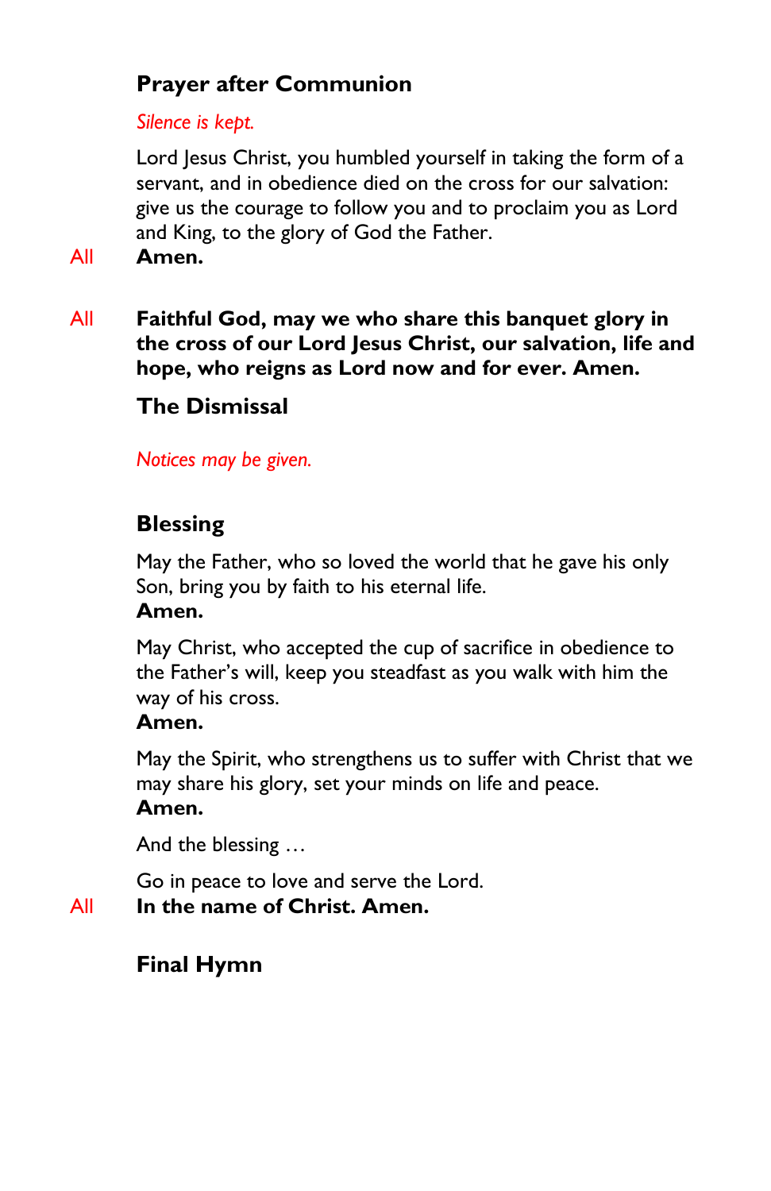## Prayer after Communion

*Silence is kept.*

Lord Jesus Christ, you humbled yourself in taking the form of a servant, and in obedience died on the cross for our salvation: give us the courage to follow you and to proclaim you as Lord and King, to the glory of God the Father.

All **Amen.**

All **Faithful God, may we who share this banquet glory in the cross of our Lord Jesus Christ, our salvation, life and hope, who reigns as Lord now and for ever. Amen.**

## The Dismissal

*Notices may be given.*

## Blessing

May the Father, who so loved the world that he gave his only Son, bring you by faith to his eternal life.
**Amen.**

May Christ, who accepted the cup of sacrifice in obedience to the Father's will, keep you steadfast as you walk with him the way of his cross.
**Amen.**

May the Spirit, who strengthens us to suffer with Christ that we may share his glory, set your minds on life and peace.
**Amen.**

And the blessing …

Go in peace to love and serve the Lord.

All **In the name of Christ. Amen.**

## Final Hymn